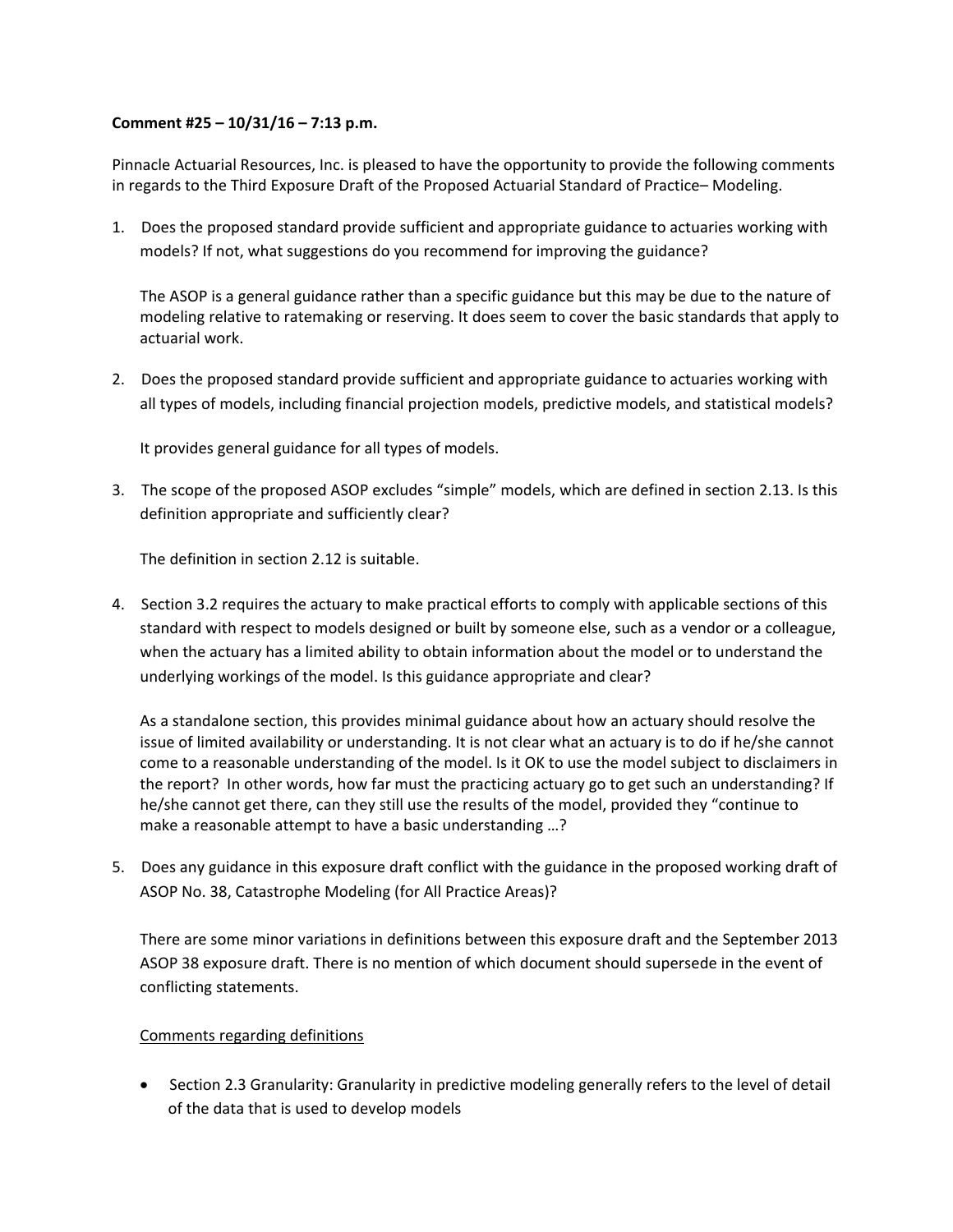**Comment #25 – 10/31/16 – 7:13 p.m.**

Pinnacle Actuarial Resources, Inc. is pleased to have the opportunity to provide the following comments in regards to the Third Exposure Draft of the Proposed Actuarial Standard of Practice– Modeling.

1. Does the proposed standard provide sufficient and appropriate guidance to actuaries working with models? If not, what suggestions do you recommend for improving the guidance?

   The ASOP is a general guidance rather than a specific guidance but this may be due to the nature of modeling relative to ratemaking or reserving. It does seem to cover the basic standards that apply to actuarial work.

2. Does the proposed standard provide sufficient and appropriate guidance to actuaries working with all types of models, including financial projection models, predictive models, and statistical models?

   It provides general guidance for all types of models.

3. The scope of the proposed ASOP excludes "simple" models, which are defined in section 2.13. Is this definition appropriate and sufficiently clear?

   The definition in section 2.12 is suitable.

4. Section 3.2 requires the actuary to make practical efforts to comply with applicable sections of this standard with respect to models designed or built by someone else, such as a vendor or a colleague, when the actuary has a limited ability to obtain information about the model or to understand the underlying workings of the model. Is this guidance appropriate and clear?

   As a standalone section, this provides minimal guidance about how an actuary should resolve the issue of limited availability or understanding. It is not clear what an actuary is to do if he/she cannot come to a reasonable understanding of the model. Is it OK to use the model subject to disclaimers in the report? In other words, how far must the practicing actuary go to get such an understanding? If he/she cannot get there, can they still use the results of the model, provided they "continue to make a reasonable attempt to have a basic understanding …?

5. Does any guidance in this exposure draft conflict with the guidance in the proposed working draft of ASOP No. 38, Catastrophe Modeling (for All Practice Areas)?

   There are some minor variations in definitions between this exposure draft and the September 2013 ASOP 38 exposure draft. There is no mention of which document should supersede in the event of conflicting statements.

<u>Comments regarding definitions</u>

- Section 2.3 Granularity: Granularity in predictive modeling generally refers to the level of detail of the data that is used to develop models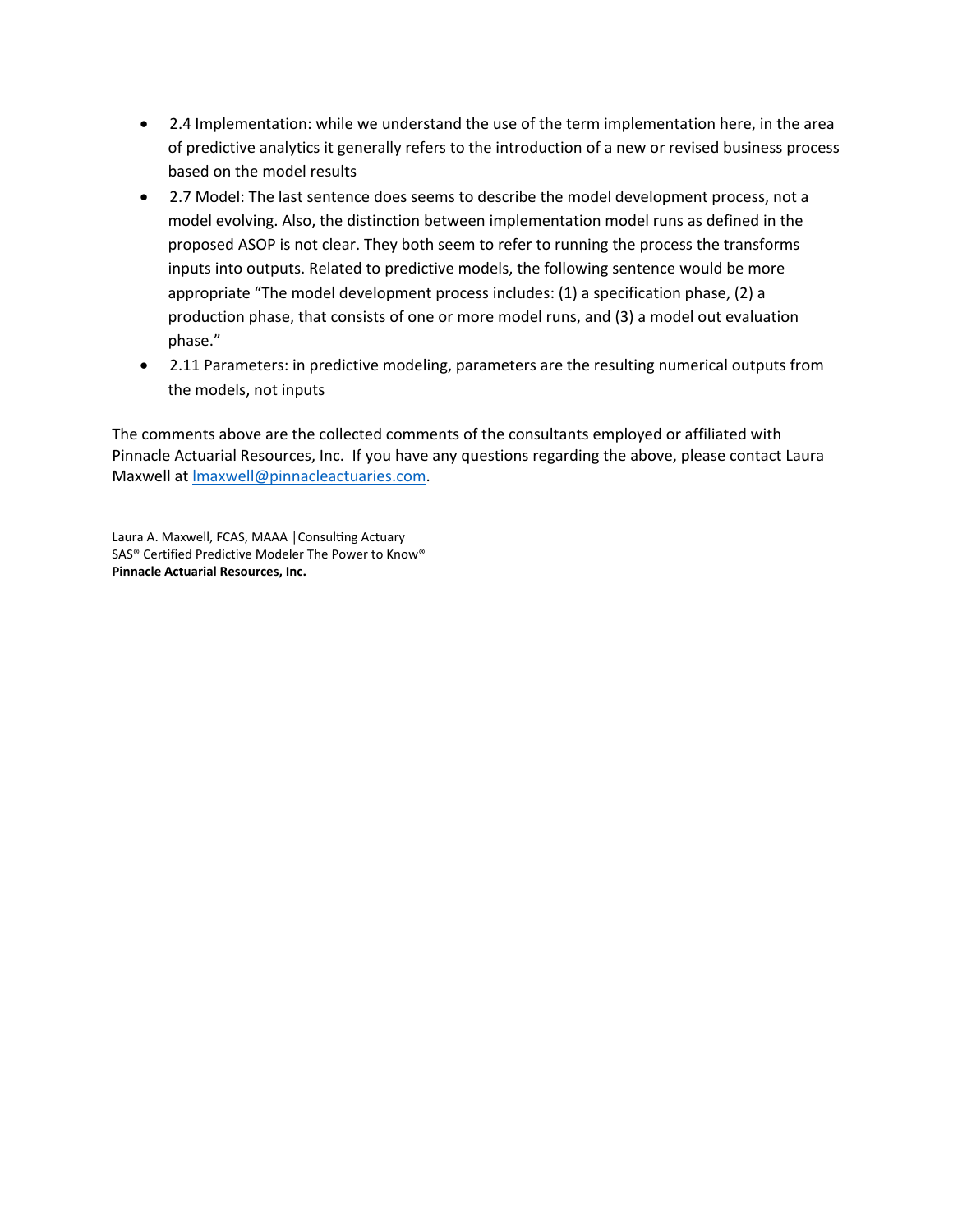- 2.4 Implementation: while we understand the use of the term implementation here, in the area of predictive analytics it generally refers to the introduction of a new or revised business process based on the model results
- 2.7 Model: The last sentence does seems to describe the model development process, not a model evolving. Also, the distinction between implementation model runs as defined in the proposed ASOP is not clear. They both seem to refer to running the process the transforms inputs into outputs. Related to predictive models, the following sentence would be more appropriate "The model development process includes: (1) a specification phase, (2) a production phase, that consists of one or more model runs, and (3) a model out evaluation phase."
- 2.11 Parameters: in predictive modeling, parameters are the resulting numerical outputs from the models, not inputs

The comments above are the collected comments of the consultants employed or affiliated with Pinnacle Actuarial Resources, Inc. If you have any questions regarding the above, please contact Laura Maxwell at lmaxwell@pinnacleactuaries.com.

Laura A. Maxwell, FCAS, MAAA |Consulting Actuary
SAS® Certified Predictive Modeler The Power to Know®
**Pinnacle Actuarial Resources, Inc.**